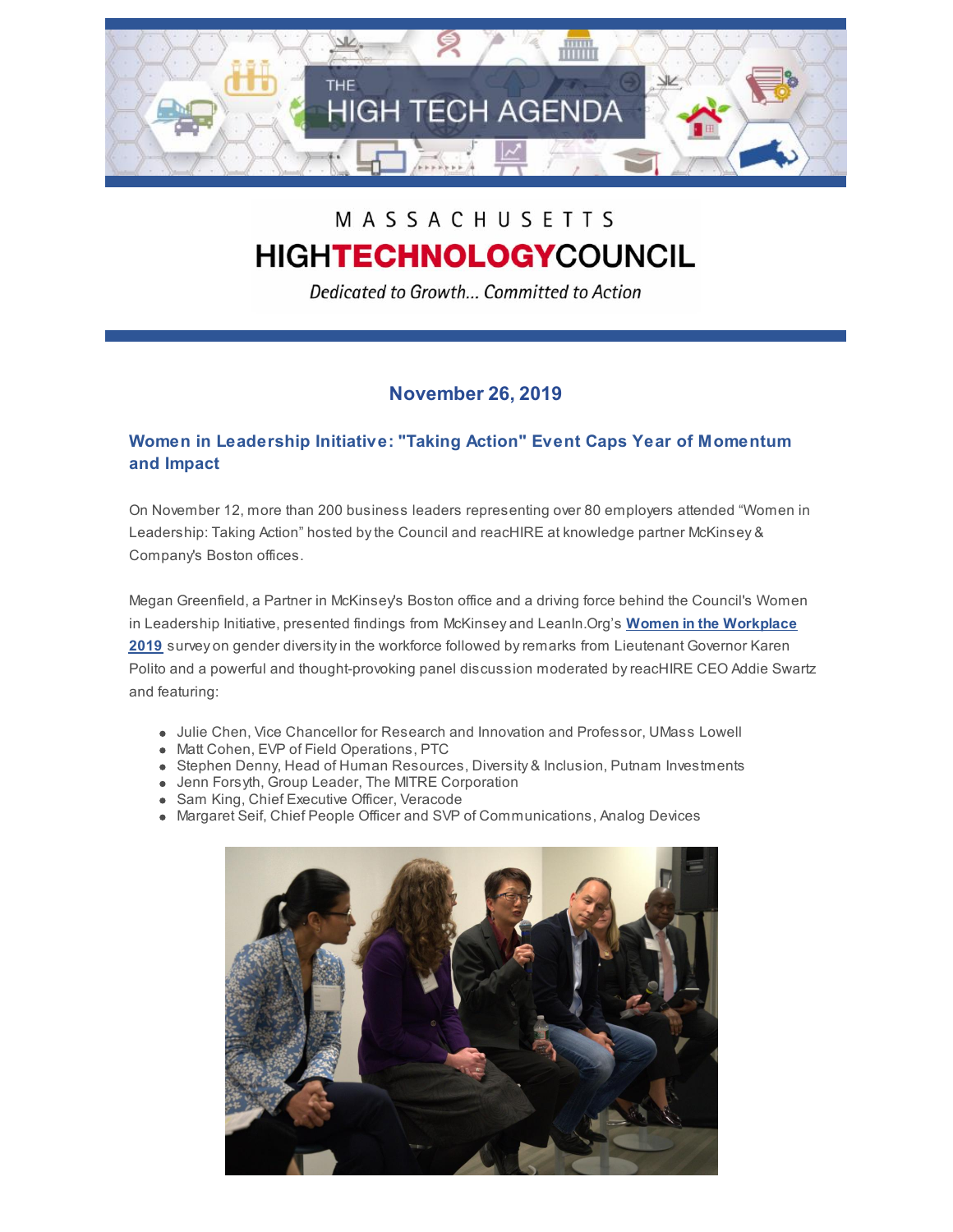# THE HIGH TECH AGENDA

MASSACHUSETTS HIGHTECHNOLOGYCOUNCIL

*Dedicated to Growth... Committed to Action*

## November 26, 2019

### Women in Leadership Initiative: "Taking Action" Event Caps Year of Momentum and Impact

On November 12, more than 200 business leaders representing over 80 employers attended "Women in Leadership: Taking Action" hosted by the Council and reacHIRE at knowledge partner McKinsey & Company's Boston offices.

Megan Greenfield, a Partner in McKinsey's Boston office and a driving force behind the Council's Women in Leadership Initiative, presented findings from McKinsey and LeanIn.Org's **Women in the Workplace 2019** survey on gender diversity in the workforce followed by remarks from Lieutenant Governor Karen Polito and a powerful and thought-provoking panel discussion moderated by reacHIRE CEO Addie Swartz and featuring:

- Julie Chen, Vice Chancellor for Research and Innovation and Professor, UMass Lowell
- Matt Cohen, EVP of Field Operations, PTC
- Stephen Denny, Head of Human Resources, Diversity & Inclusion, Putnam Investments
- Jenn Forsyth, Group Leader, The MITRE Corporation
- Sam King, Chief Executive Officer, Veracode
- Margaret Seif, Chief People Officer and SVP of Communications, Analog Devices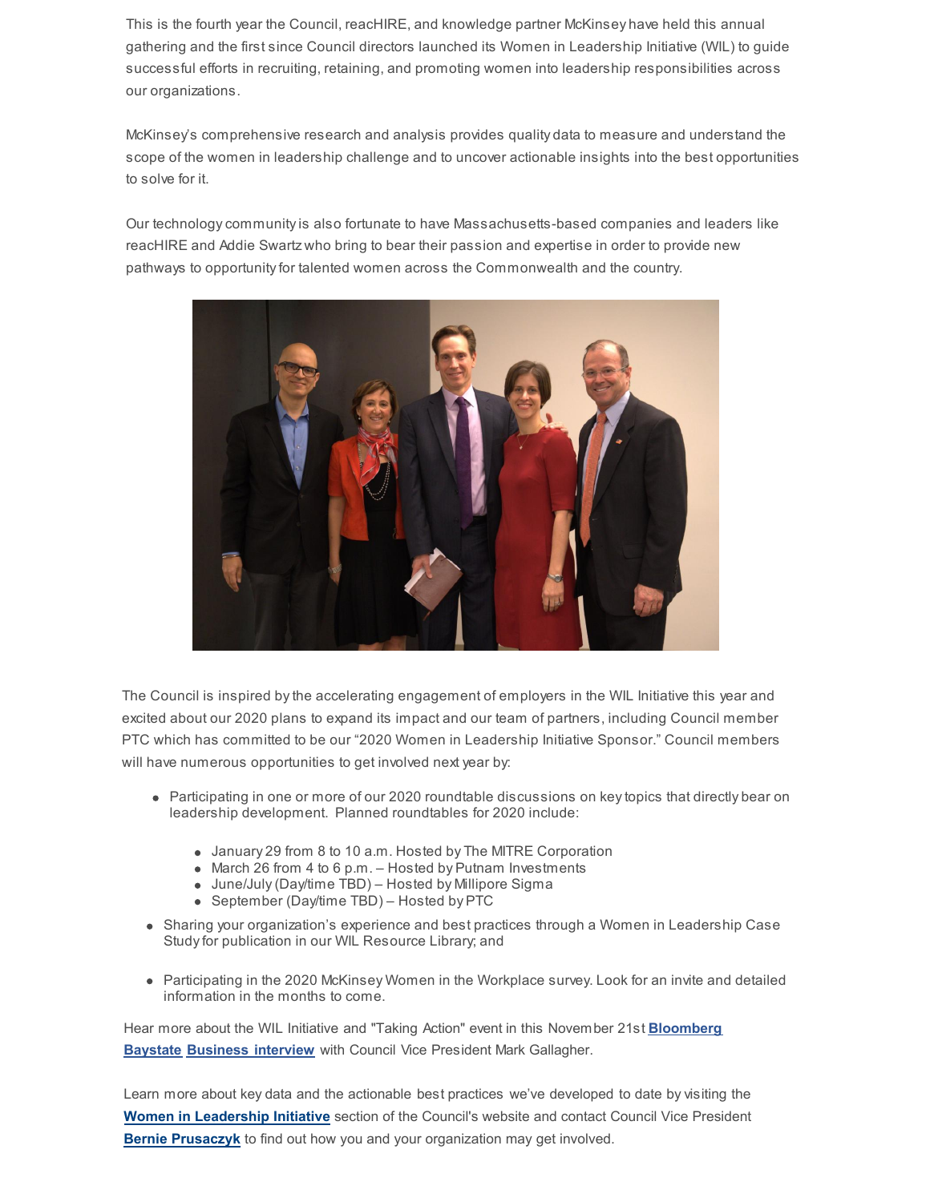This is the fourth year the Council, reacHIRE, and knowledge partner McKinsey have held this annual gathering and the first since Council directors launched its Women in Leadership Initiative (WIL) to guide successful efforts in recruiting, retaining, and promoting women into leadership responsibilities across our organizations.

McKinsey's comprehensive research and analysis provides quality data to measure and understand the scope of the women in leadership challenge and to uncover actionable insights into the best opportunities to solve for it.

Our technology community is also fortunate to have Massachusetts-based companies and leaders like reacHIRE and Addie Swartz who bring to bear their passion and expertise in order to provide new pathways to opportunity for talented women across the Commonwealth and the country.

The Council is inspired by the accelerating engagement of employers in the WIL Initiative this year and excited about our 2020 plans to expand its impact and our team of partners, including Council member PTC which has committed to be our "2020 Women in Leadership Initiative Sponsor." Council members will have numerous opportunities to get involved next year by:

- Participating in one or more of our 2020 roundtable discussions on key topics that directly bear on leadership development. Planned roundtables for 2020 include:
  - January 29 from 8 to 10 a.m. Hosted by The MITRE Corporation
  - March 26 from 4 to 6 p.m. – Hosted by Putnam Investments
  - June/July (Day/time TBD) – Hosted by Millipore Sigma
  - September (Day/time TBD) – Hosted by PTC
- Sharing your organization's experience and best practices through a Women in Leadership Case Study for publication in our WIL Resource Library; and
- Participating in the 2020 McKinsey Women in the Workplace survey. Look for an invite and detailed information in the months to come.

Hear more about the WIL Initiative and "Taking Action" event in this November 21st **Bloomberg Baystate Business interview** with Council Vice President Mark Gallagher.

Learn more about key data and the actionable best practices we've developed to date by visiting the **Women in Leadership Initiative** section of the Council's website and contact Council Vice President **Bernie Prusaczyk** to find out how you and your organization may get involved.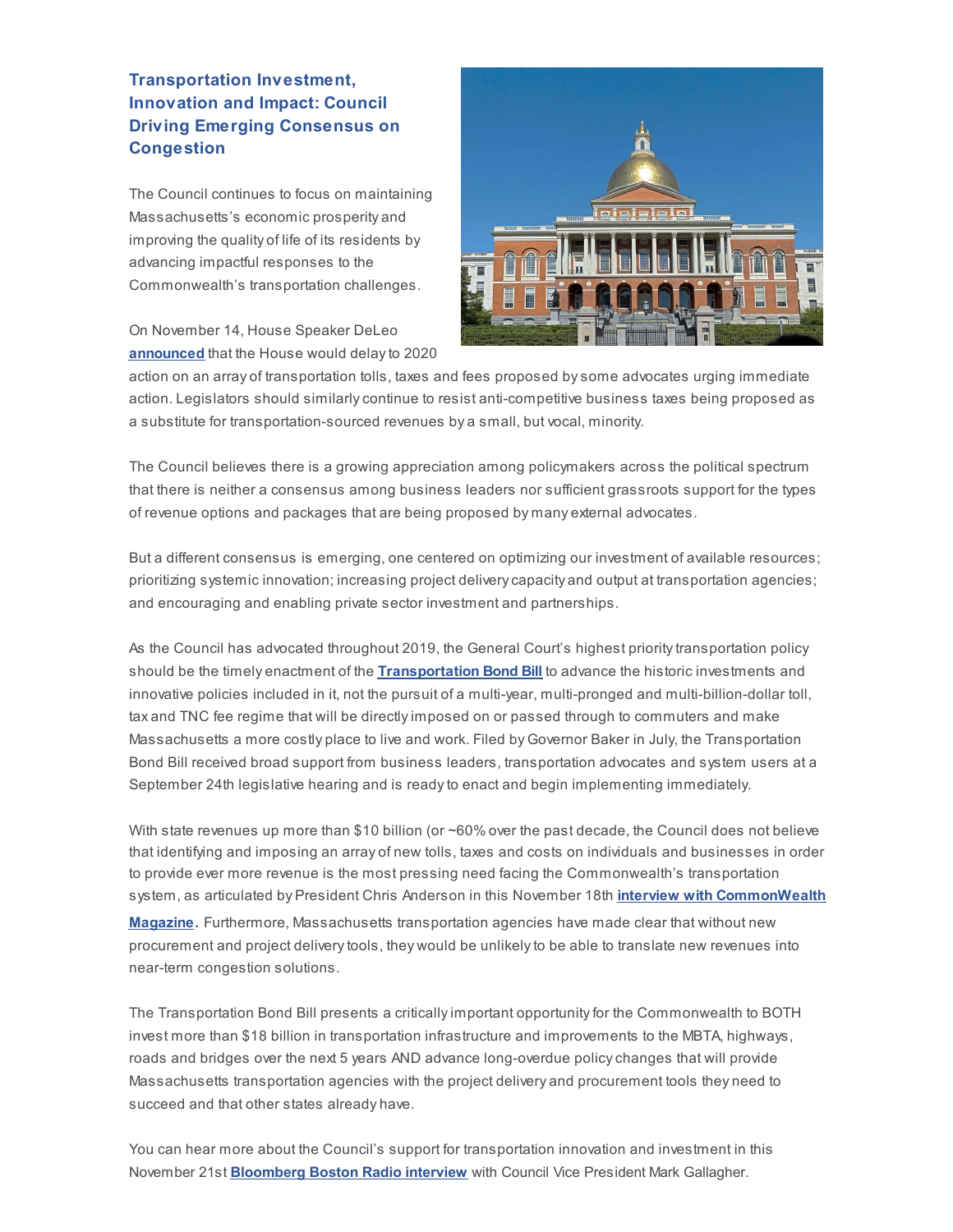## Transportation Investment, Innovation and Impact: Council Driving Emerging Consensus on Congestion

The Council continues to focus on maintaining Massachusetts's economic prosperity and improving the quality of life of its residents by advancing impactful responses to the Commonwealth's transportation challenges.

On November 14, House Speaker DeLeo **announced** that the House would delay to 2020 action on an array of transportation tolls, taxes and fees proposed by some advocates urging immediate action. Legislators should similarly continue to resist anti-competitive business taxes being proposed as a substitute for transportation-sourced revenues by a small, but vocal, minority.

The Council believes there is a growing appreciation among policymakers across the political spectrum that there is neither a consensus among business leaders nor sufficient grassroots support for the types of revenue options and packages that are being proposed by many external advocates.

But a different consensus is emerging, one centered on optimizing our investment of available resources; prioritizing systemic innovation; increasing project delivery capacity and output at transportation agencies; and encouraging and enabling private sector investment and partnerships.

As the Council has advocated throughout 2019, the General Court's highest priority transportation policy should be the timely enactment of the **Transportation Bond Bill** to advance the historic investments and innovative policies included in it, not the pursuit of a multi-year, multi-pronged and multi-billion-dollar toll, tax and TNC fee regime that will be directly imposed on or passed through to commuters and make Massachusetts a more costly place to live and work. Filed by Governor Baker in July, the Transportation Bond Bill received broad support from business leaders, transportation advocates and system users at a September 24th legislative hearing and is ready to enact and begin implementing immediately.

With state revenues up more than $10 billion (or ~60% over the past decade, the Council does not believe that identifying and imposing an array of new tolls, taxes and costs on individuals and businesses in order to provide ever more revenue is the most pressing need facing the Commonwealth's transportation system, as articulated by President Chris Anderson in this November 18th **interview with CommonWealth Magazine**. Furthermore, Massachusetts transportation agencies have made clear that without new procurement and project delivery tools, they would be unlikely to be able to translate new revenues into near-term congestion solutions.

The Transportation Bond Bill presents a critically important opportunity for the Commonwealth to BOTH invest more than $18 billion in transportation infrastructure and improvements to the MBTA, highways, roads and bridges over the next 5 years AND advance long-overdue policy changes that will provide Massachusetts transportation agencies with the project delivery and procurement tools they need to succeed and that other states already have.

You can hear more about the Council's support for transportation innovation and investment in this November 21st **Bloomberg Boston Radio interview** with Council Vice President Mark Gallagher.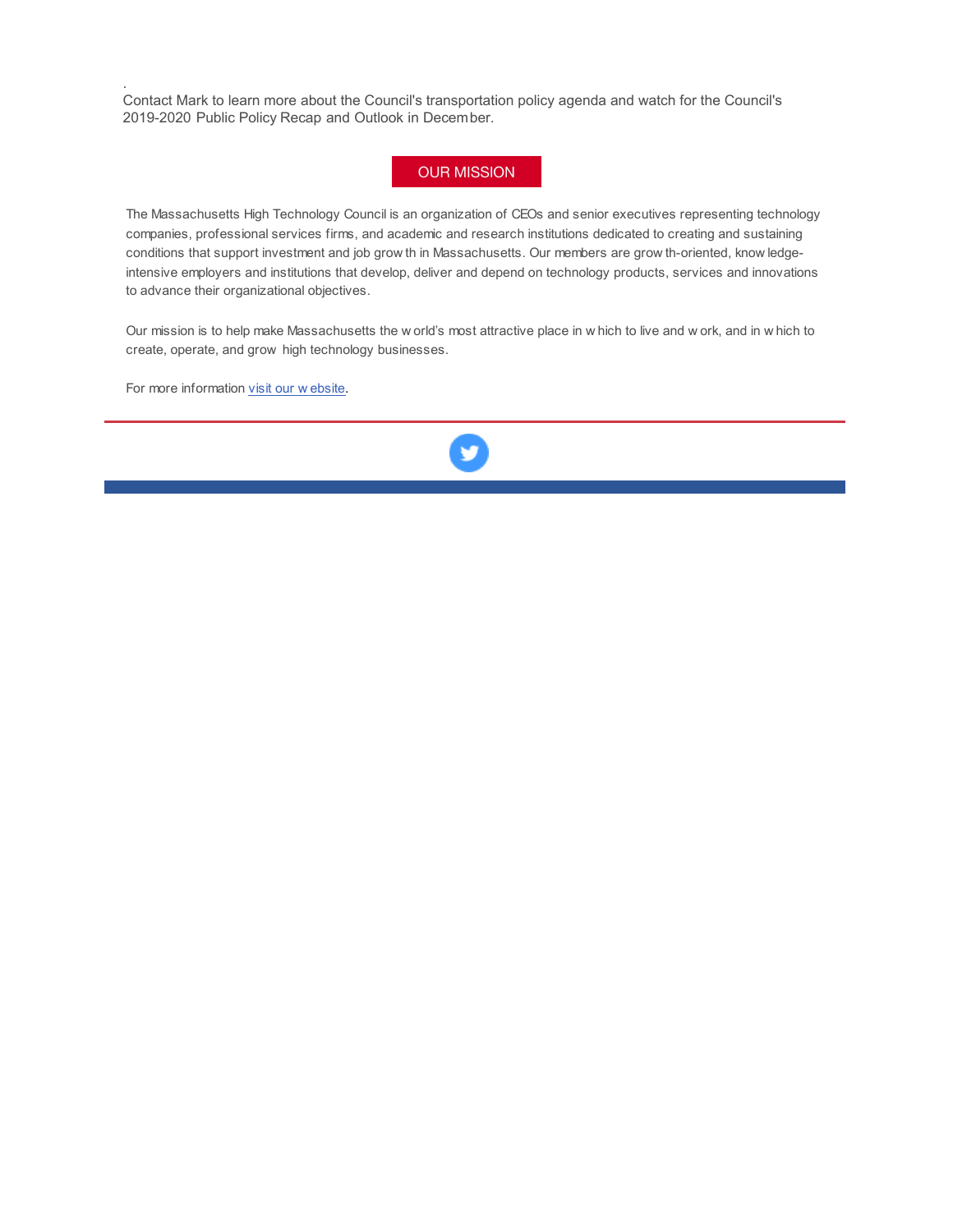.
Contact Mark to learn more about the Council's transportation policy agenda and watch for the Council's 2019-2020 Public Policy Recap and Outlook in December.

## OUR MISSION

The Massachusetts High Technology Council is an organization of CEOs and senior executives representing technology companies, professional services firms, and academic and research institutions dedicated to creating and sustaining conditions that support investment and job growth in Massachusetts. Our members are growth-oriented, knowledge-intensive employers and institutions that develop, deliver and depend on technology products, services and innovations to advance their organizational objectives.

Our mission is to help make Massachusetts the world's most attractive place in which to live and work, and in which to create, operate, and grow high technology businesses.

For more information visit our website.